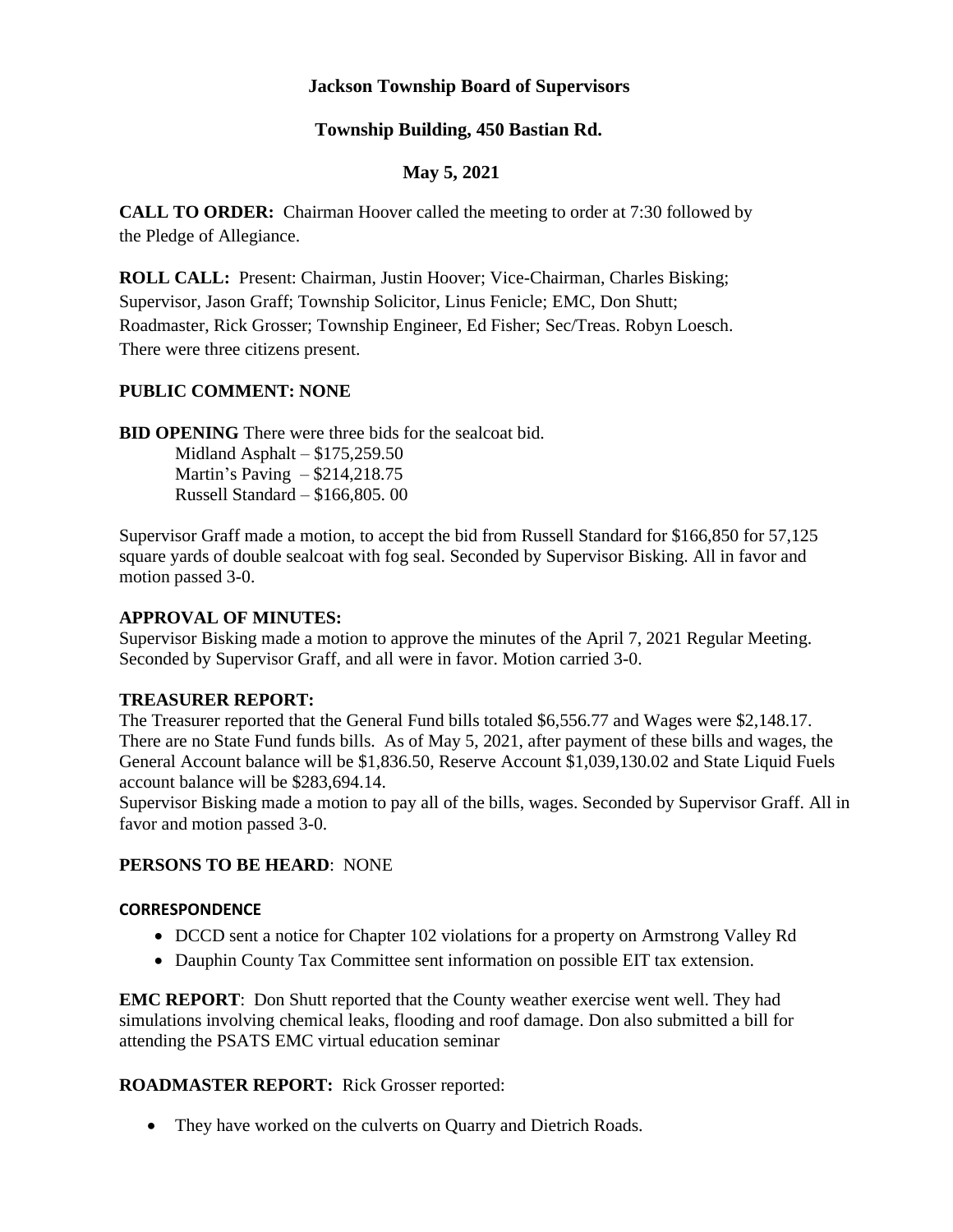**Jackson Township Board of Supervisors**

**Township Building, 450 Bastian Rd.**

**May 5, 2021**

**CALL TO ORDER:** Chairman Hoover called the meeting to order at 7:30 followed by the Pledge of Allegiance.

**ROLL CALL:** Present: Chairman, Justin Hoover; Vice-Chairman, Charles Bisking; Supervisor, Jason Graff; Township Solicitor, Linus Fenicle; EMC, Don Shutt; Roadmaster, Rick Grosser; Township Engineer, Ed Fisher; Sec/Treas. Robyn Loesch. There were three citizens present.

**PUBLIC COMMENT: NONE**

**BID OPENING** There were three bids for the sealcoat bid.

Midland Asphalt – $175,259.50
Martin's Paving – $214,218.75
Russell Standard – $166,805. 00

Supervisor Graff made a motion, to accept the bid from Russell Standard for $166,850 for 57,125 square yards of double sealcoat with fog seal. Seconded by Supervisor Bisking. All in favor and motion passed 3-0.

**APPROVAL OF MINUTES:**

Supervisor Bisking made a motion to approve the minutes of the April 7, 2021 Regular Meeting. Seconded by Supervisor Graff, and all were in favor. Motion carried 3-0.

**TREASURER REPORT:**

The Treasurer reported that the General Fund bills totaled $6,556.77 and Wages were $2,148.17. There are no State Fund funds bills. As of May 5, 2021, after payment of these bills and wages, the General Account balance will be $1,836.50, Reserve Account $1,039,130.02 and State Liquid Fuels account balance will be $283,694.14.

Supervisor Bisking made a motion to pay all of the bills, wages. Seconded by Supervisor Graff. All in favor and motion passed 3-0.

**PERSONS TO BE HEARD**: NONE

**CORRESPONDENCE**

- DCCD sent a notice for Chapter 102 violations for a property on Armstrong Valley Rd
- Dauphin County Tax Committee sent information on possible EIT tax extension.

**EMC REPORT**: Don Shutt reported that the County weather exercise went well. They had simulations involving chemical leaks, flooding and roof damage. Don also submitted a bill for attending the PSATS EMC virtual education seminar

**ROADMASTER REPORT:** Rick Grosser reported:

- They have worked on the culverts on Quarry and Dietrich Roads.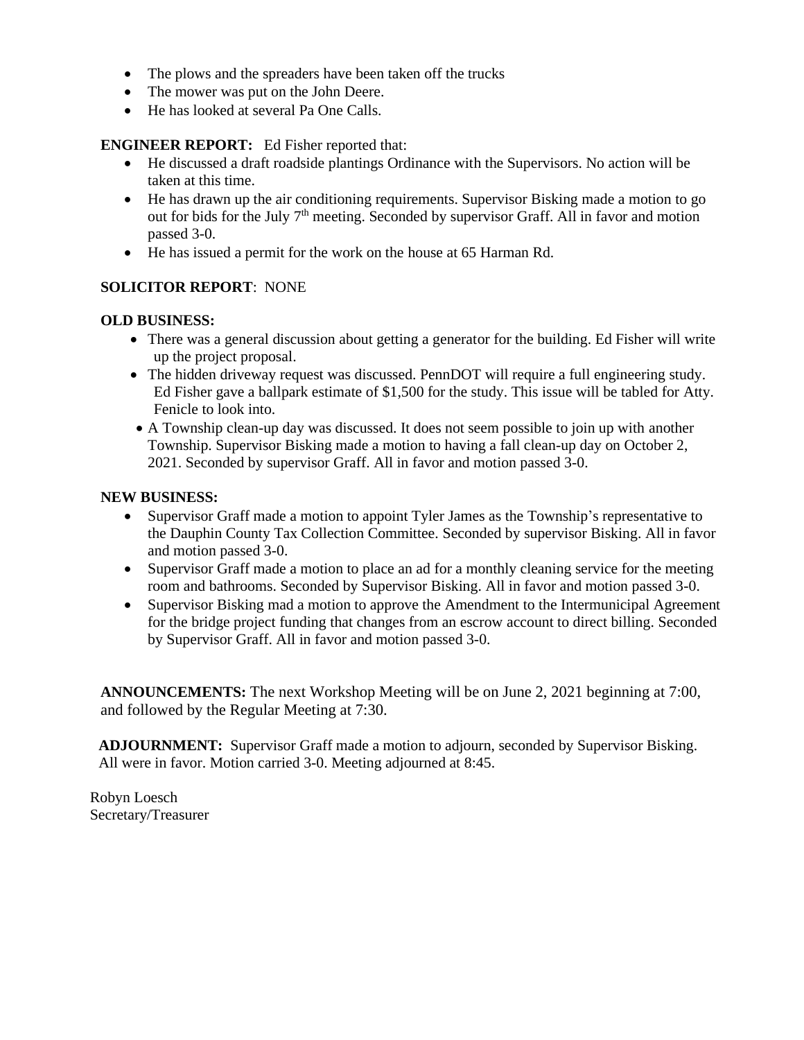- The plows and the spreaders have been taken off the trucks
- The mower was put on the John Deere.
- He has looked at several Pa One Calls.

**ENGINEER REPORT:** Ed Fisher reported that:

- He discussed a draft roadside plantings Ordinance with the Supervisors. No action will be taken at this time.
- He has drawn up the air conditioning requirements. Supervisor Bisking made a motion to go out for bids for the July 7th meeting. Seconded by supervisor Graff. All in favor and motion passed 3-0.
- He has issued a permit for the work on the house at 65 Harman Rd.

**SOLICITOR REPORT**: NONE

**OLD BUSINESS:**

- There was a general discussion about getting a generator for the building. Ed Fisher will write up the project proposal.
- The hidden driveway request was discussed. PennDOT will require a full engineering study. Ed Fisher gave a ballpark estimate of $1,500 for the study. This issue will be tabled for Atty. Fenicle to look into.
- A Township clean-up day was discussed. It does not seem possible to join up with another Township. Supervisor Bisking made a motion to having a fall clean-up day on October 2, 2021. Seconded by supervisor Graff. All in favor and motion passed 3-0.

**NEW BUSINESS:**

- Supervisor Graff made a motion to appoint Tyler James as the Township's representative to the Dauphin County Tax Collection Committee. Seconded by supervisor Bisking. All in favor and motion passed 3-0.
- Supervisor Graff made a motion to place an ad for a monthly cleaning service for the meeting room and bathrooms. Seconded by Supervisor Bisking. All in favor and motion passed 3-0.
- Supervisor Bisking mad a motion to approve the Amendment to the Intermunicipal Agreement for the bridge project funding that changes from an escrow account to direct billing. Seconded by Supervisor Graff. All in favor and motion passed 3-0.

**ANNOUNCEMENTS:** The next Workshop Meeting will be on June 2, 2021 beginning at 7:00, and followed by the Regular Meeting at 7:30.

**ADJOURNMENT:** Supervisor Graff made a motion to adjourn, seconded by Supervisor Bisking. All were in favor. Motion carried 3-0. Meeting adjourned at 8:45.

Robyn Loesch
Secretary/Treasurer